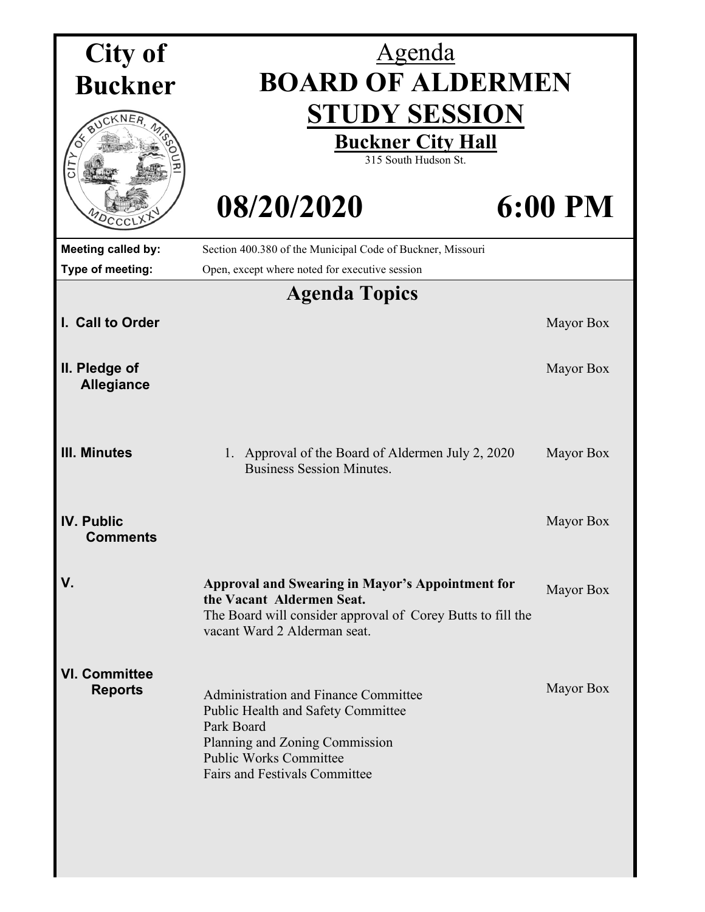# City of Buckner

# Agenda
# BOARD OF ALDERMEN STUDY SESSION

**Buckner City Hall**
315 South Hudson St.

## 08/20/2020 6:00 PM

| | |
|---|---|
| **Meeting called by:** | Section 400.380 of the Municipal Code of Buckner, Missouri |
| **Type of meeting:** | Open, except where noted for executive session |

## Agenda Topics

| | | |
|---|---|---|
| **I. Call to Order** | | Mayor Box |
| **II. Pledge of Allegiance** | | Mayor Box |
| **III. Minutes** | 1. Approval of the Board of Aldermen July 2, 2020 Business Session Minutes. | Mayor Box |
| **IV. Public Comments** | | Mayor Box |
| **V.** | **Approval and Swearing in Mayor's Appointment for the Vacant Aldermen Seat.** The Board will consider approval of Corey Butts to fill the vacant Ward 2 Alderman seat. | Mayor Box |
| **VI. Committee Reports** | Administration and Finance Committee<br>Public Health and Safety Committee<br>Park Board<br>Planning and Zoning Commission<br>Public Works Committee<br>Fairs and Festivals Committee | Mayor Box |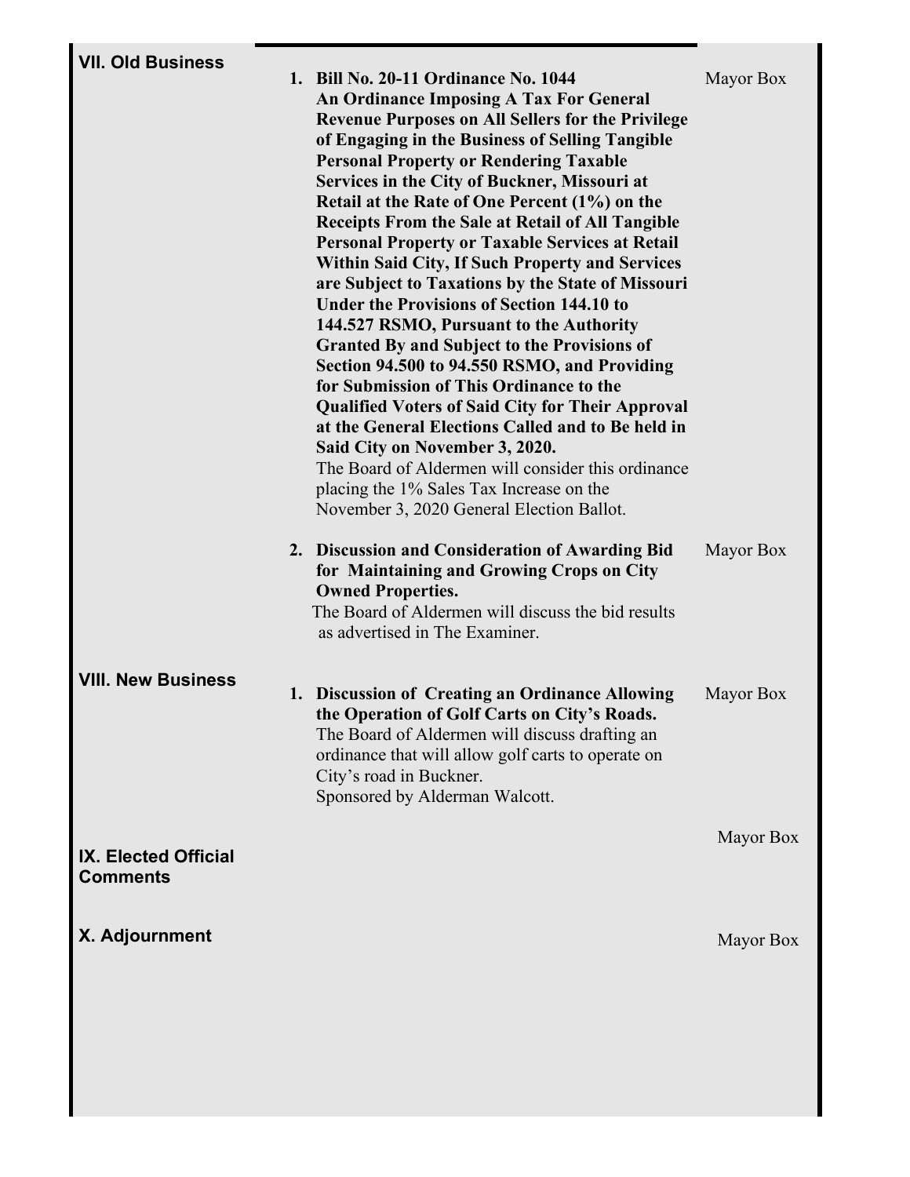## VII. Old Business

1. **Bill No. 20-11 Ordinance No. 1044** — Mayor Box
   **An Ordinance Imposing A Tax For General Revenue Purposes on All Sellers for the Privilege of Engaging in the Business of Selling Tangible Personal Property or Rendering Taxable Services in the City of Buckner, Missouri at Retail at the Rate of One Percent (1%) on the Receipts From the Sale at Retail of All Tangible Personal Property or Taxable Services at Retail Within Said City, If Such Property and Services are Subject to Taxations by the State of Missouri Under the Provisions of Section 144.10 to 144.527 RSMO, Pursuant to the Authority Granted By and Subject to the Provisions of Section 94.500 to 94.550 RSMO, and Providing for Submission of This Ordinance to the Qualified Voters of Said City for Their Approval at the General Elections Called and to Be held in Said City on November 3, 2020.**
   The Board of Aldermen will consider this ordinance placing the 1% Sales Tax Increase on the November 3, 2020 General Election Ballot.

2. **Discussion and Consideration of Awarding Bid for Maintaining and Growing Crops on City Owned Properties.** — Mayor Box
   The Board of Aldermen will discuss the bid results as advertised in The Examiner.

## VIII. New Business

1. **Discussion of Creating an Ordinance Allowing the Operation of Golf Carts on City's Roads.** — Mayor Box
   The Board of Aldermen will discuss drafting an ordinance that will allow golf carts to operate on City's road in Buckner.
   Sponsored by Alderman Walcott.

## IX. Elected Official Comments

Mayor Box

## X. Adjournment

Mayor Box